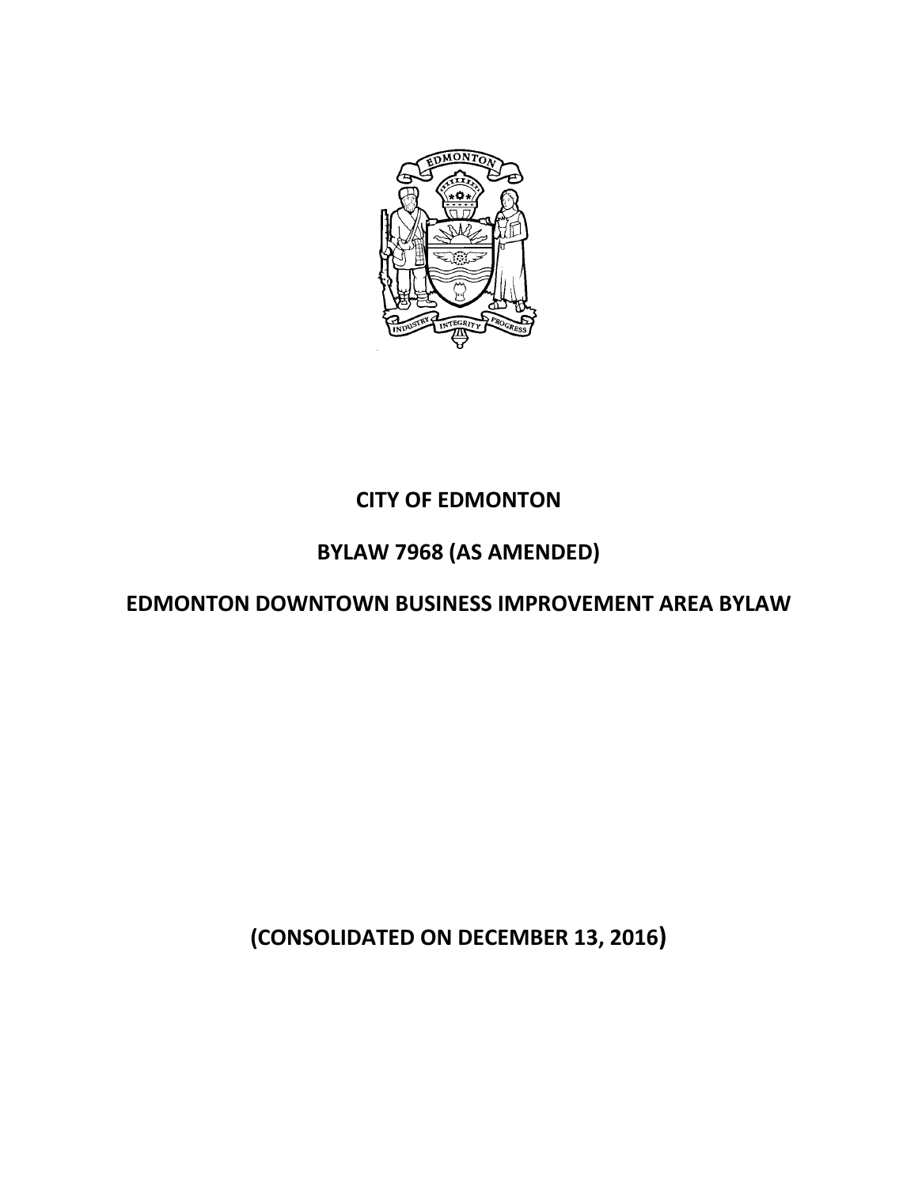# CITY OF EDMONTON

# BYLAW 7968 (AS AMENDED)

# EDMONTON DOWNTOWN BUSINESS IMPROVEMENT AREA BYLAW

**(CONSOLIDATED ON DECEMBER 13, 2016)**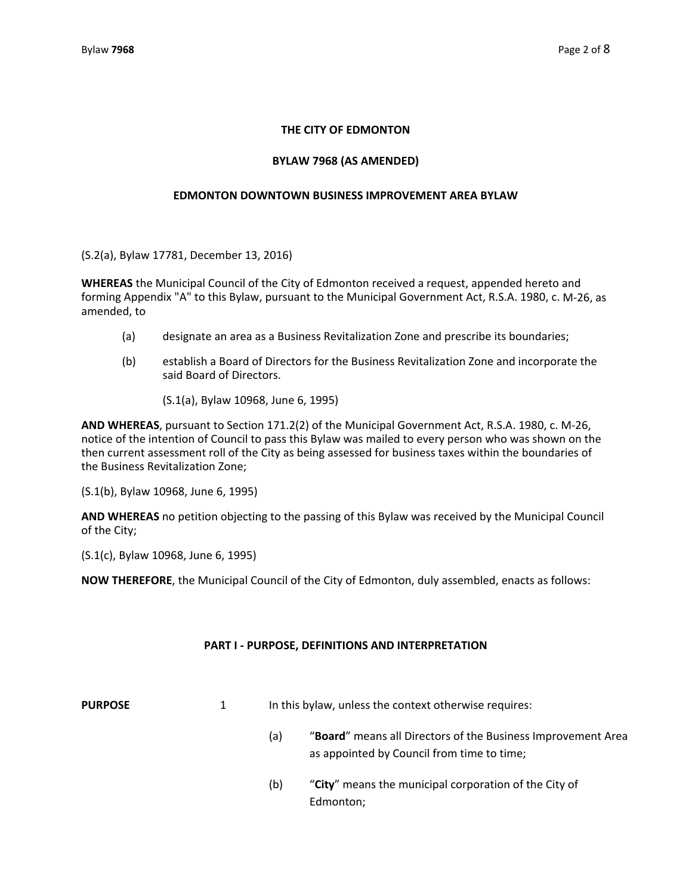# THE CITY OF EDMONTON

## BYLAW 7968 (AS AMENDED)

## EDMONTON DOWNTOWN BUSINESS IMPROVEMENT AREA BYLAW

(S.2(a), Bylaw 17781, December 13, 2016)

**WHEREAS** the Municipal Council of the City of Edmonton received a request, appended hereto and forming Appendix "A" to this Bylaw, pursuant to the Municipal Government Act, R.S.A. 1980, c. M-26, as amended, to

(a) designate an area as a Business Revitalization Zone and prescribe its boundaries;

(b) establish a Board of Directors for the Business Revitalization Zone and incorporate the said Board of Directors.

(S.1(a), Bylaw 10968, June 6, 1995)

**AND WHEREAS**, pursuant to Section 171.2(2) of the Municipal Government Act, R.S.A. 1980, c. M-26, notice of the intention of Council to pass this Bylaw was mailed to every person who was shown on the then current assessment roll of the City as being assessed for business taxes within the boundaries of the Business Revitalization Zone;

(S.1(b), Bylaw 10968, June 6, 1995)

**AND WHEREAS** no petition objecting to the passing of this Bylaw was received by the Municipal Council of the City;

(S.1(c), Bylaw 10968, June 6, 1995)

**NOW THEREFORE**, the Municipal Council of the City of Edmonton, duly assembled, enacts as follows:

### PART I - PURPOSE, DEFINITIONS AND INTERPRETATION

**PURPOSE** 1 In this bylaw, unless the context otherwise requires:

(a) "**Board**" means all Directors of the Business Improvement Area as appointed by Council from time to time;

(b) "**City**" means the municipal corporation of the City of Edmonton;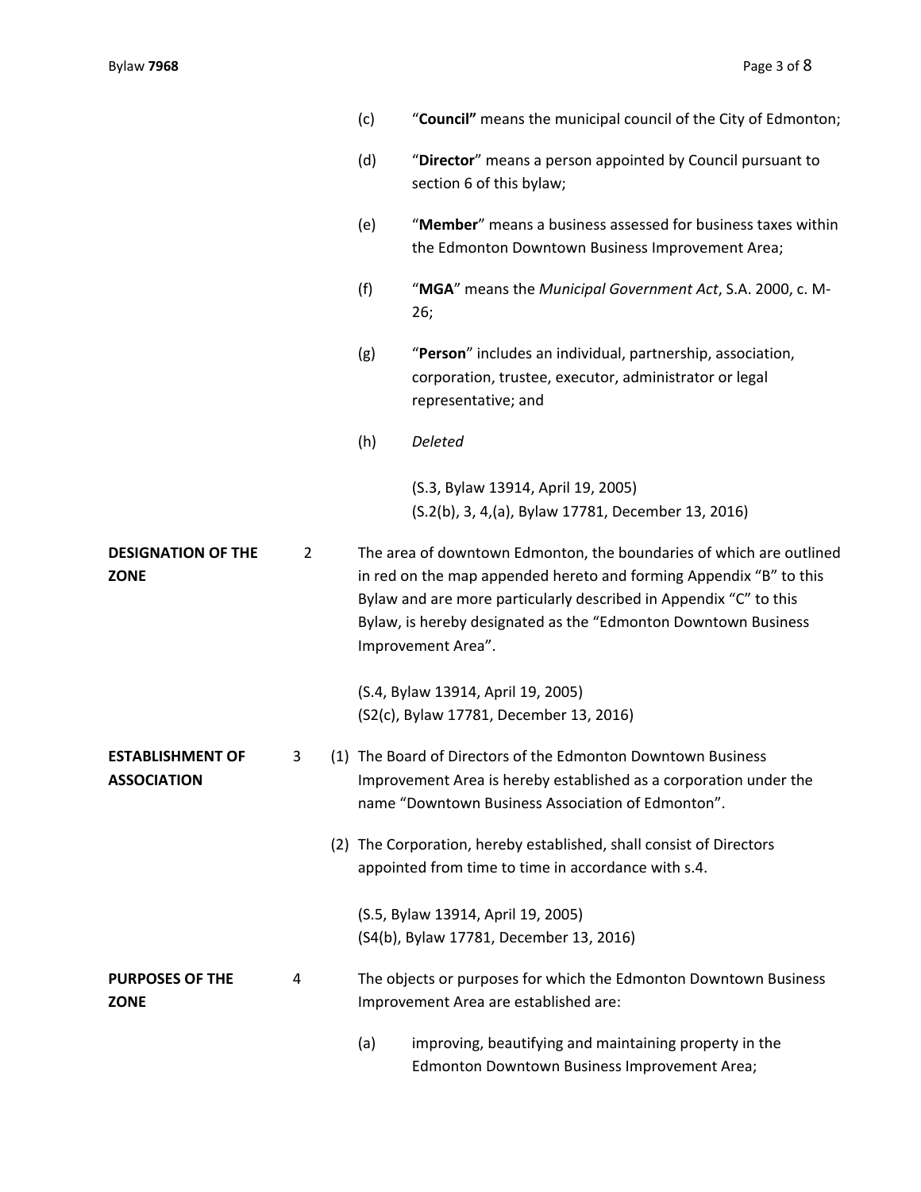(c) "**Council**" means the municipal council of the City of Edmonton;

(d) "**Director**" means a person appointed by Council pursuant to section 6 of this bylaw;

(e) "**Member**" means a business assessed for business taxes within the Edmonton Downtown Business Improvement Area;

(f) "**MGA**" means the *Municipal Government Act*, S.A. 2000, c. M-26;

(g) "**Person**" includes an individual, partnership, association, corporation, trustee, executor, administrator or legal representative; and

(h) *Deleted*

(S.3, Bylaw 13914, April 19, 2005)
(S.2(b), 3, 4,(a), Bylaw 17781, December 13, 2016)

**DESIGNATION OF THE ZONE**

2 The area of downtown Edmonton, the boundaries of which are outlined in red on the map appended hereto and forming Appendix "B" to this Bylaw and are more particularly described in Appendix "C" to this Bylaw, is hereby designated as the "Edmonton Downtown Business Improvement Area".

(S.4, Bylaw 13914, April 19, 2005)
(S2(c), Bylaw 17781, December 13, 2016)

**ESTABLISHMENT OF ASSOCIATION**

3 (1) The Board of Directors of the Edmonton Downtown Business Improvement Area is hereby established as a corporation under the name "Downtown Business Association of Edmonton".

(2) The Corporation, hereby established, shall consist of Directors appointed from time to time in accordance with s.4.

(S.5, Bylaw 13914, April 19, 2005)
(S4(b), Bylaw 17781, December 13, 2016)

**PURPOSES OF THE ZONE**

4 The objects or purposes for which the Edmonton Downtown Business Improvement Area are established are:

(a) improving, beautifying and maintaining property in the Edmonton Downtown Business Improvement Area;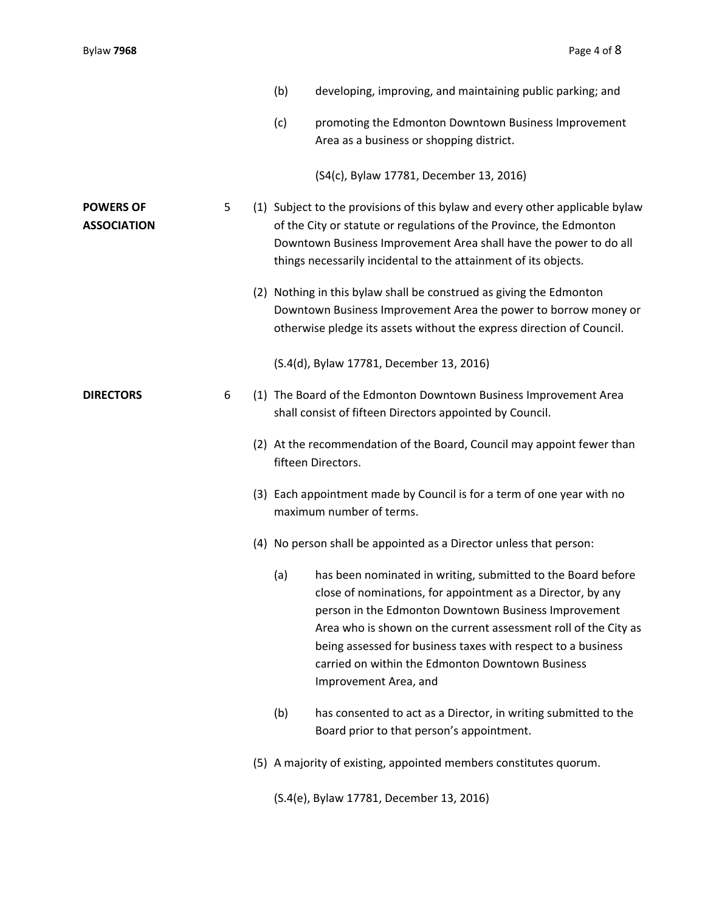(b) developing, improving, and maintaining public parking; and

(c) promoting the Edmonton Downtown Business Improvement Area as a business or shopping district.

(S4(c), Bylaw 17781, December 13, 2016)

**POWERS OF ASSOCIATION**

5 (1) Subject to the provisions of this bylaw and every other applicable bylaw of the City or statute or regulations of the Province, the Edmonton Downtown Business Improvement Area shall have the power to do all things necessarily incidental to the attainment of its objects.

(2) Nothing in this bylaw shall be construed as giving the Edmonton Downtown Business Improvement Area the power to borrow money or otherwise pledge its assets without the express direction of Council.

(S.4(d), Bylaw 17781, December 13, 2016)

**DIRECTORS**

6 (1) The Board of the Edmonton Downtown Business Improvement Area shall consist of fifteen Directors appointed by Council.

(2) At the recommendation of the Board, Council may appoint fewer than fifteen Directors.

(3) Each appointment made by Council is for a term of one year with no maximum number of terms.

(4) No person shall be appointed as a Director unless that person:

(a) has been nominated in writing, submitted to the Board before close of nominations, for appointment as a Director, by any person in the Edmonton Downtown Business Improvement Area who is shown on the current assessment roll of the City as being assessed for business taxes with respect to a business carried on within the Edmonton Downtown Business Improvement Area, and

(b) has consented to act as a Director, in writing submitted to the Board prior to that person's appointment.

(5) A majority of existing, appointed members constitutes quorum.

(S.4(e), Bylaw 17781, December 13, 2016)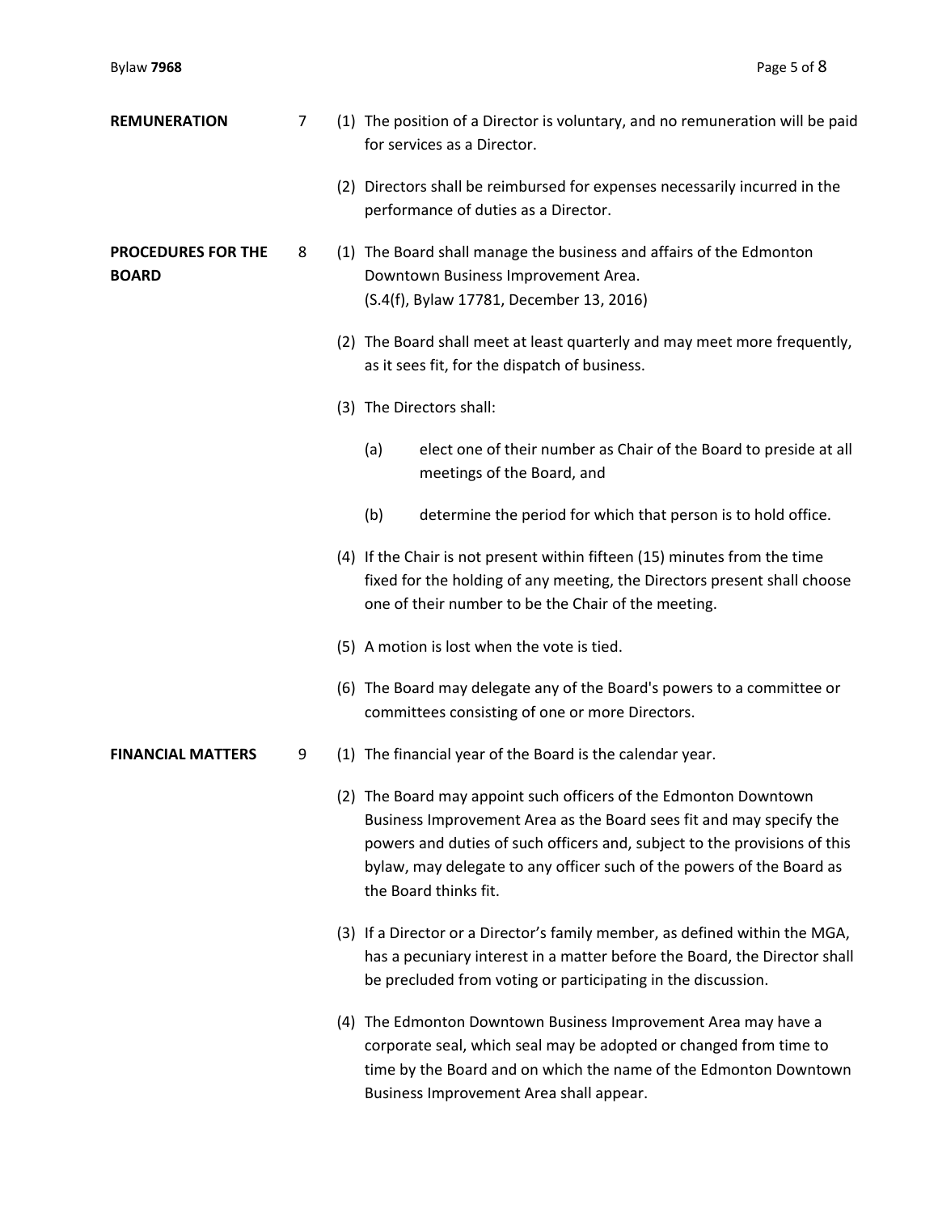**REMUNERATION** 7

(1) The position of a Director is voluntary, and no remuneration will be paid for services as a Director.

(2) Directors shall be reimbursed for expenses necessarily incurred in the performance of duties as a Director.

**PROCEDURES FOR THE BOARD** 8

(1) The Board shall manage the business and affairs of the Edmonton Downtown Business Improvement Area.
(S.4(f), Bylaw 17781, December 13, 2016)

(2) The Board shall meet at least quarterly and may meet more frequently, as it sees fit, for the dispatch of business.

(3) The Directors shall:

(a) elect one of their number as Chair of the Board to preside at all meetings of the Board, and

(b) determine the period for which that person is to hold office.

(4) If the Chair is not present within fifteen (15) minutes from the time fixed for the holding of any meeting, the Directors present shall choose one of their number to be the Chair of the meeting.

(5) A motion is lost when the vote is tied.

(6) The Board may delegate any of the Board's powers to a committee or committees consisting of one or more Directors.

**FINANCIAL MATTERS** 9

(1) The financial year of the Board is the calendar year.

(2) The Board may appoint such officers of the Edmonton Downtown Business Improvement Area as the Board sees fit and may specify the powers and duties of such officers and, subject to the provisions of this bylaw, may delegate to any officer such of the powers of the Board as the Board thinks fit.

(3) If a Director or a Director's family member, as defined within the MGA, has a pecuniary interest in a matter before the Board, the Director shall be precluded from voting or participating in the discussion.

(4) The Edmonton Downtown Business Improvement Area may have a corporate seal, which seal may be adopted or changed from time to time by the Board and on which the name of the Edmonton Downtown Business Improvement Area shall appear.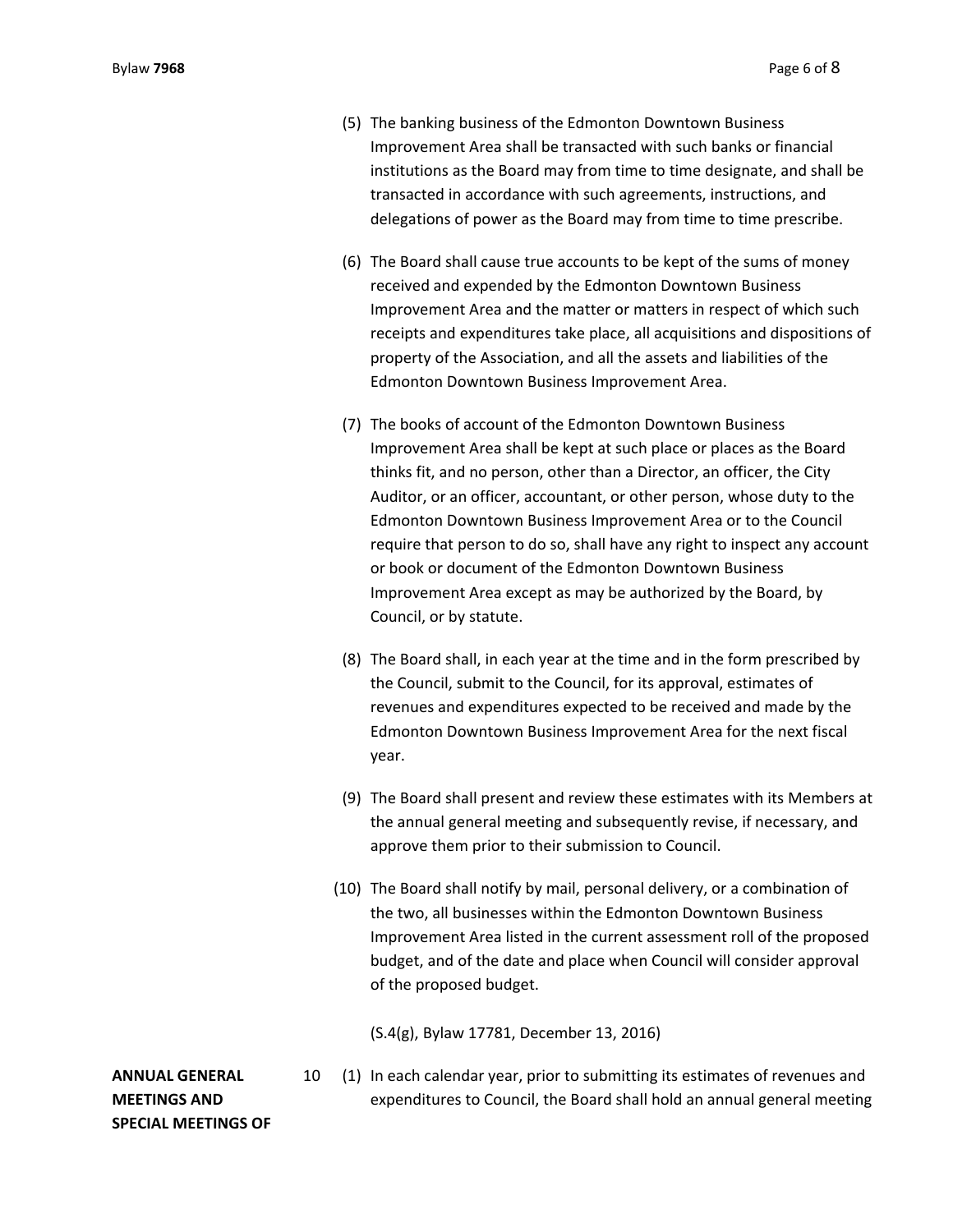(5) The banking business of the Edmonton Downtown Business Improvement Area shall be transacted with such banks or financial institutions as the Board may from time to time designate, and shall be transacted in accordance with such agreements, instructions, and delegations of power as the Board may from time to time prescribe.

(6) The Board shall cause true accounts to be kept of the sums of money received and expended by the Edmonton Downtown Business Improvement Area and the matter or matters in respect of which such receipts and expenditures take place, all acquisitions and dispositions of property of the Association, and all the assets and liabilities of the Edmonton Downtown Business Improvement Area.

(7) The books of account of the Edmonton Downtown Business Improvement Area shall be kept at such place or places as the Board thinks fit, and no person, other than a Director, an officer, the City Auditor, or an officer, accountant, or other person, whose duty to the Edmonton Downtown Business Improvement Area or to the Council require that person to do so, shall have any right to inspect any account or book or document of the Edmonton Downtown Business Improvement Area except as may be authorized by the Board, by Council, or by statute.

(8) The Board shall, in each year at the time and in the form prescribed by the Council, submit to the Council, for its approval, estimates of revenues and expenditures expected to be received and made by the Edmonton Downtown Business Improvement Area for the next fiscal year.

(9) The Board shall present and review these estimates with its Members at the annual general meeting and subsequently revise, if necessary, and approve them prior to their submission to Council.

(10) The Board shall notify by mail, personal delivery, or a combination of the two, all businesses within the Edmonton Downtown Business Improvement Area listed in the current assessment roll of the proposed budget, and of the date and place when Council will consider approval of the proposed budget.

(S.4(g), Bylaw 17781, December 13, 2016)

**ANNUAL GENERAL MEETINGS AND SPECIAL MEETINGS OF**

10 (1) In each calendar year, prior to submitting its estimates of revenues and expenditures to Council, the Board shall hold an annual general meeting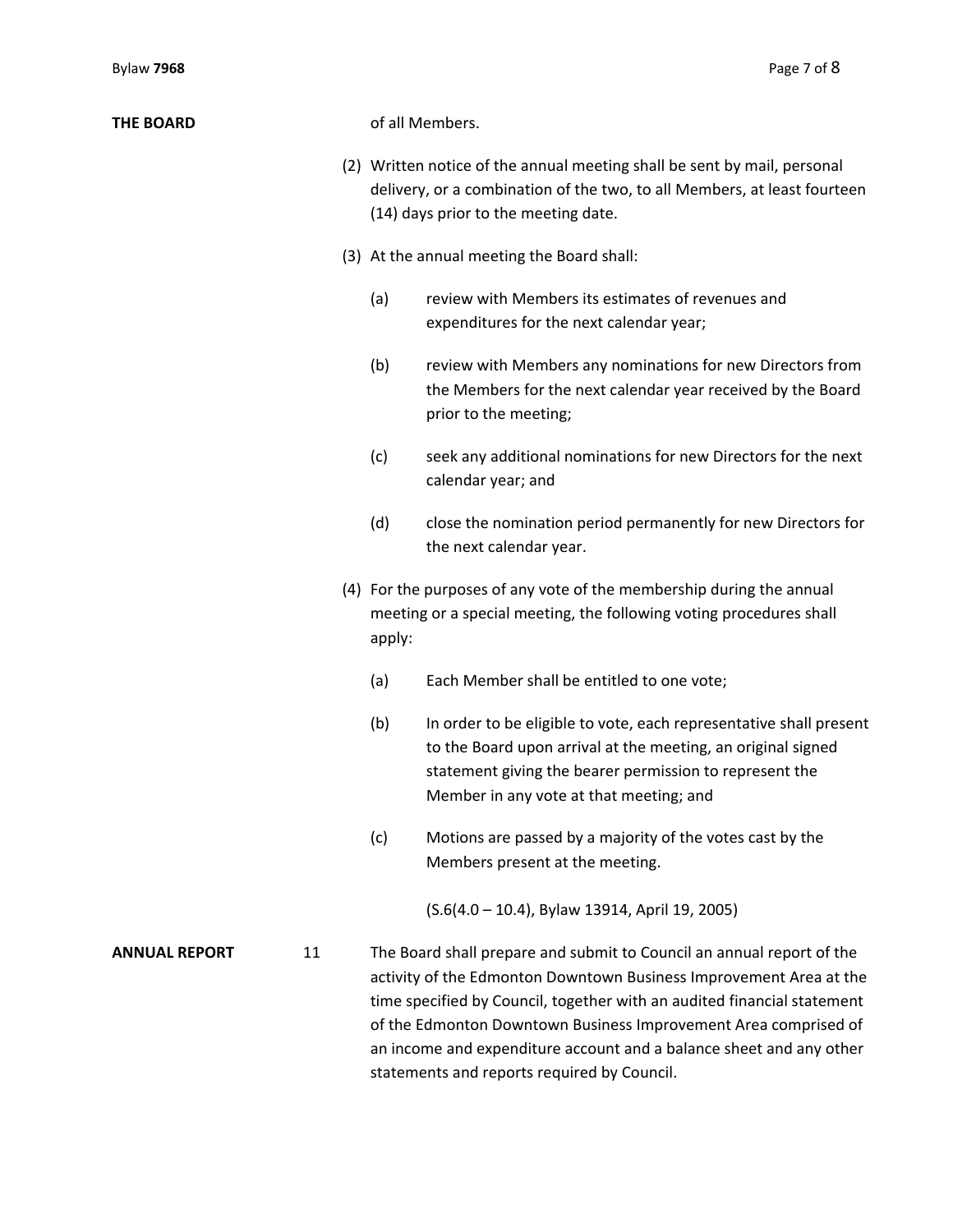**THE BOARD**

of all Members.

(2) Written notice of the annual meeting shall be sent by mail, personal delivery, or a combination of the two, to all Members, at least fourteen (14) days prior to the meeting date.

(3) At the annual meeting the Board shall:

- (a) review with Members its estimates of revenues and expenditures for the next calendar year;
- (b) review with Members any nominations for new Directors from the Members for the next calendar year received by the Board prior to the meeting;
- (c) seek any additional nominations for new Directors for the next calendar year; and
- (d) close the nomination period permanently for new Directors for the next calendar year.

(4) For the purposes of any vote of the membership during the annual meeting or a special meeting, the following voting procedures shall apply:

- (a) Each Member shall be entitled to one vote;
- (b) In order to be eligible to vote, each representative shall present to the Board upon arrival at the meeting, an original signed statement giving the bearer permission to represent the Member in any vote at that meeting; and
- (c) Motions are passed by a majority of the votes cast by the Members present at the meeting.

(S.6(4.0 – 10.4), Bylaw 13914, April 19, 2005)

**ANNUAL REPORT**

11 The Board shall prepare and submit to Council an annual report of the activity of the Edmonton Downtown Business Improvement Area at the time specified by Council, together with an audited financial statement of the Edmonton Downtown Business Improvement Area comprised of an income and expenditure account and a balance sheet and any other statements and reports required by Council.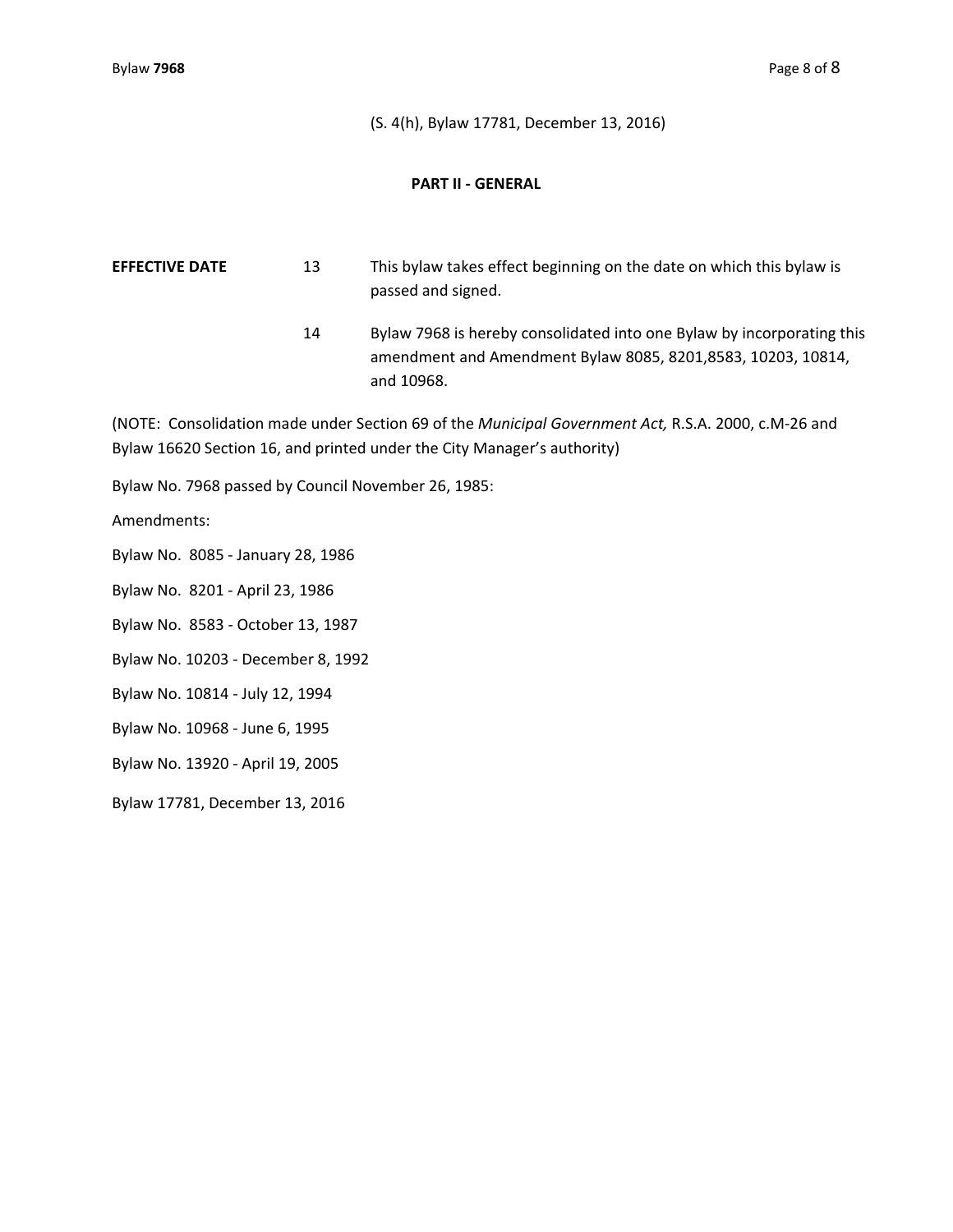(S. 4(h), Bylaw 17781, December 13, 2016)

**PART II - GENERAL**

**EFFECTIVE DATE** 13 This bylaw takes effect beginning on the date on which this bylaw is passed and signed.

14 Bylaw 7968 is hereby consolidated into one Bylaw by incorporating this amendment and Amendment Bylaw 8085, 8201,8583, 10203, 10814, and 10968.

(NOTE: Consolidation made under Section 69 of the *Municipal Government Act,* R.S.A. 2000, c.M-26 and Bylaw 16620 Section 16, and printed under the City Manager's authority)

Bylaw No. 7968 passed by Council November 26, 1985:

Amendments:

Bylaw No. 8085 - January 28, 1986

Bylaw No. 8201 - April 23, 1986

Bylaw No. 8583 - October 13, 1987

Bylaw No. 10203 - December 8, 1992

Bylaw No. 10814 - July 12, 1994

Bylaw No. 10968 - June 6, 1995

Bylaw No. 13920 - April 19, 2005

Bylaw 17781, December 13, 2016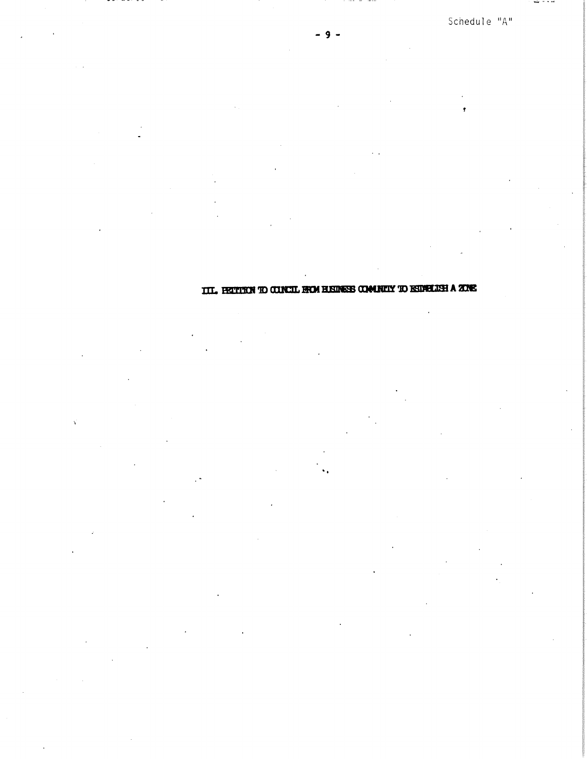Schedule "A"

## III. PETITION TO COUNCIL FROM BUSINESS COMMUNITY TO ESTABLISH A ZONE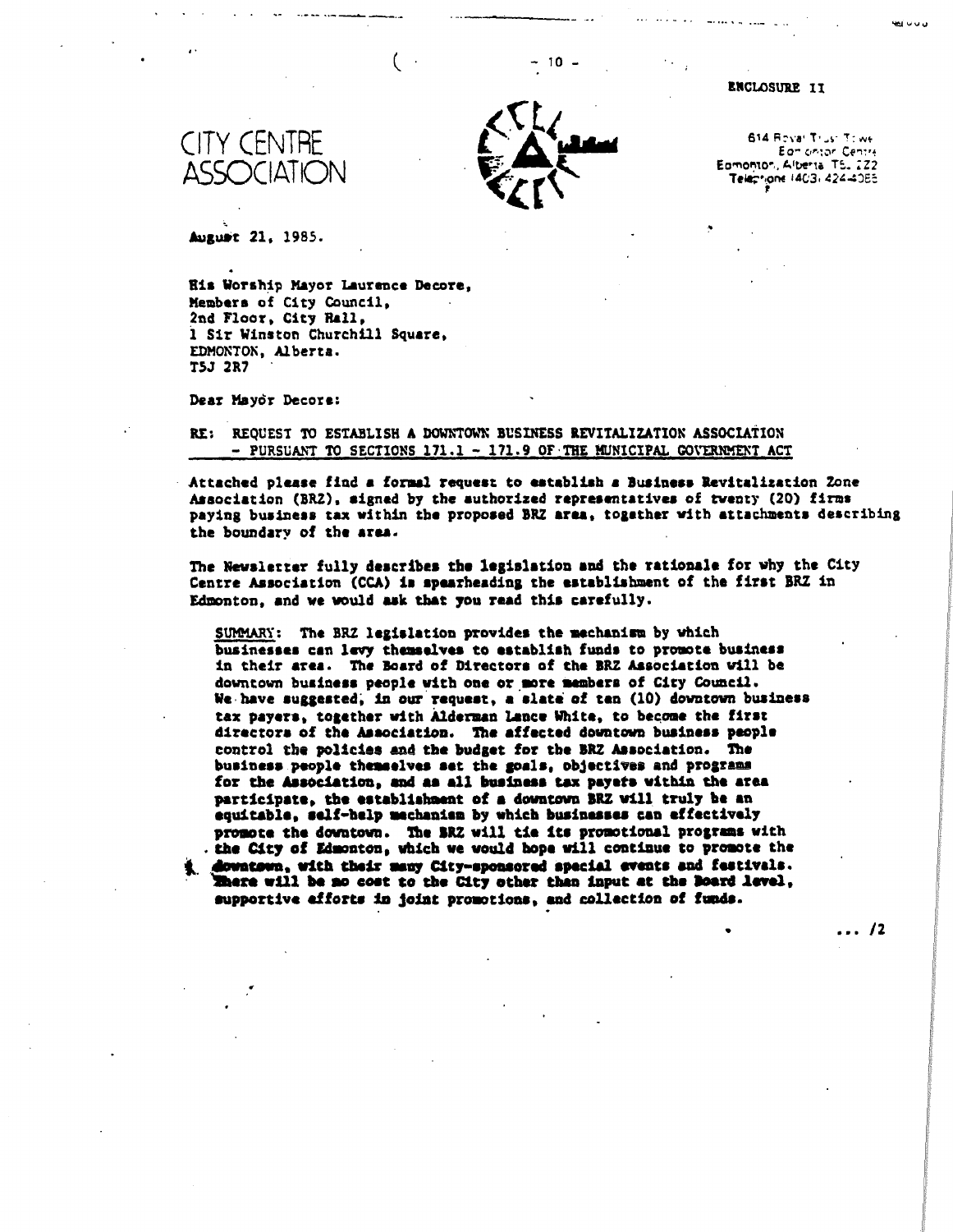ENCLOSURE II

# CITY CENTRE ASSOCIATION

614 Royal Trust Tower
Edmonton Centre
Edmonton, Alberta T5J 2Z2
Telephone (403) 424-4085

August 21, 1985.

His Worship Mayor Laurence Decore,
Members of City Council,
2nd Floor, City Hall,
1 Sir Winston Churchill Square,
EDMONTON, Alberta.
T5J 2R7

Dear Mayor Decore:

RE: REQUEST TO ESTABLISH A DOWNTOWN BUSINESS REVITALIZATION ASSOCIATION
- PURSUANT TO SECTIONS 171.1 - 171.9 OF THE MUNICIPAL GOVERNMENT ACT

Attached please find a formal request to establish a Business Revitalization Zone Association (BRZ), signed by the authorized representatives of twenty (20) firms paying business tax within the proposed BRZ area, together with attachments describing the boundary of the area.

The Newsletter fully describes the legislation and the rationale for why the City Centre Association (CCA) is spearheading the establishment of the first BRZ in Edmonton, and we would ask that you read this carefully.

SUMMARY: The BRZ legislation provides the mechanism by which businesses can levy themselves to establish funds to promote business in their area. The Board of Directors of the BRZ Association will be downtown business people with one or more members of City Council. We have suggested, in our request, a slate of ten (10) downtown business tax payers, together with Alderman Lance White, to become the first directors of the Association. The affected downtown business people control the policies and the budget for the BRZ Association. The business people themselves set the goals, objectives and programs for the Association, and as all business tax payers within the area participate, the establishment of a downtown BRZ will truly be an equitable, self-help mechanism by which businesses can effectively promote the downtown. The BRZ will tie its promotional programs with the City of Edmonton, which we would hope will continue to promote the downtown, with their many City-sponsored special events and festivals. There will be no cost to the City other than input at the Board level, supportive efforts in joint promotions, and collection of funds.

... /2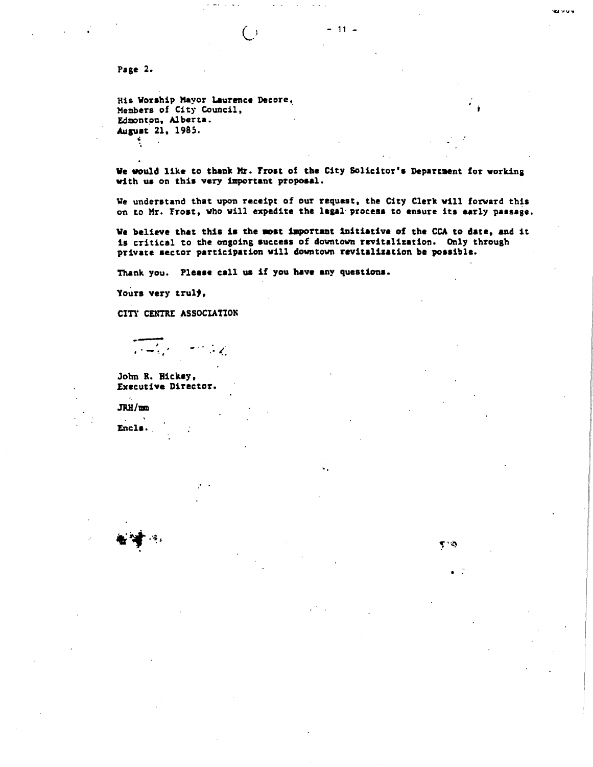Page 2.

His Worship Mayor Laurence Decore,
Members of City Council,
Edmonton, Alberta.
August 21, 1985.

We would like to thank Mr. Frost of the City Solicitor's Department for working with us on this very important proposal.

We understand that upon receipt of our request, the City Clerk will forward this on to Mr. Frost, who will expedite the legal process to ensure its early passage.

We believe that this is the most important initiative of the CCA to date, and it is critical to the ongoing success of downtown revitalization. Only through private sector participation will downtown revitalization be possible.

Thank you. Please call us if you have any questions.

Yours very truly,

CITY CENTRE ASSOCIATION

John R. Hickey,
Executive Director.

JRH/mm

Encls.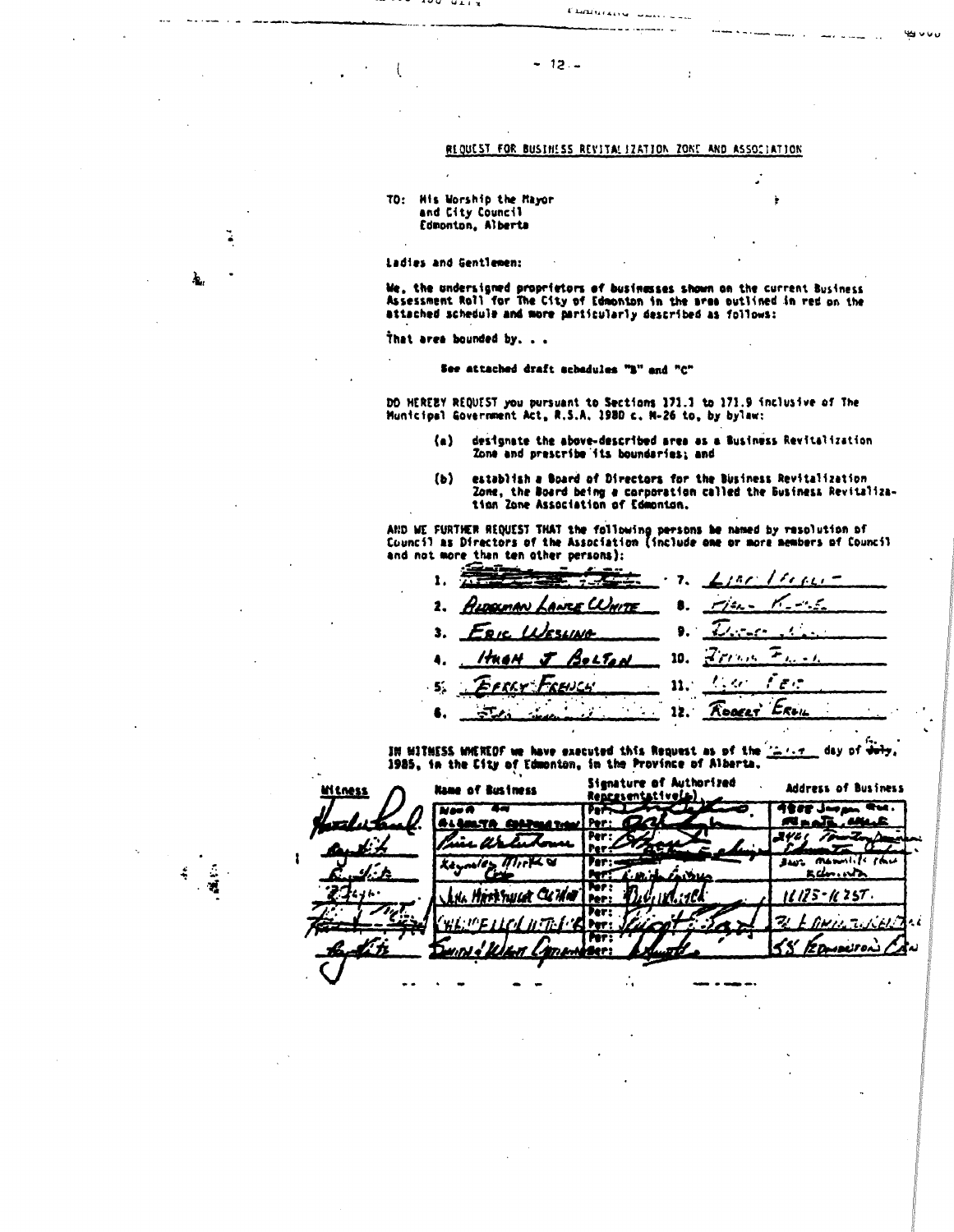REQUEST FOR BUSINESS REVITALIZATION ZONE AND ASSOCIATION

TO: His Worship the Mayor
and City Council
Edmonton, Alberta

Ladies and Gentlemen:

We, the undersigned proprietors of businesses shown on the current Business Assessment Roll for The City of Edmonton in the area outlined in red on the attached schedule and more particularly described as follows:

That area bounded by. . .

See attached draft schedules "B" and "C"

DO HEREBY REQUEST you pursuant to Sections 171.1 to 171.9 inclusive of The Municipal Government Act, R.S.A. 1980 c. M-26 to, by bylaw:

(a) designate the above-described area as a Business Revitalization Zone and prescribe its boundaries; and

(b) establish a Board of Directors for the Business Revitalization Zone, the Board being a corporation called the Business Revitalization Zone Association of Edmonton.

AND WE FURTHER REQUEST THAT the following persons be named by resolution of Council as Directors of the Association (include one or more members of Council and not more than ten other persons):

1. ________ 7. ________
2. Alderman Lance White 8. ________
3. Eric Wesling 9. ________
4. Hugh J Bolton 10. ________
5. Berry French 11. ________
6. ________ 12. Robert Ernil

IN WITNESS WHEREOF we have executed this Request as of the ____ day of July, 1985, in the City of Edmonton, in the Province of Alberta.

| Witness | Name of Business | Signature of Authorized Representative(s) | Address of Business |
|---|---|---|---|
| | Nova — Alberta Corporation | Per: Per: | |
| | | Per: Per: | |
| | Reynolds Mirth & Cote | Per: Per: | Manulife Place Edmonton |
| | | Per: Per: | 10175-101 St. |
| | | Per: Per: | |
| | | Per: Per: | 55 Edmonton Ctr |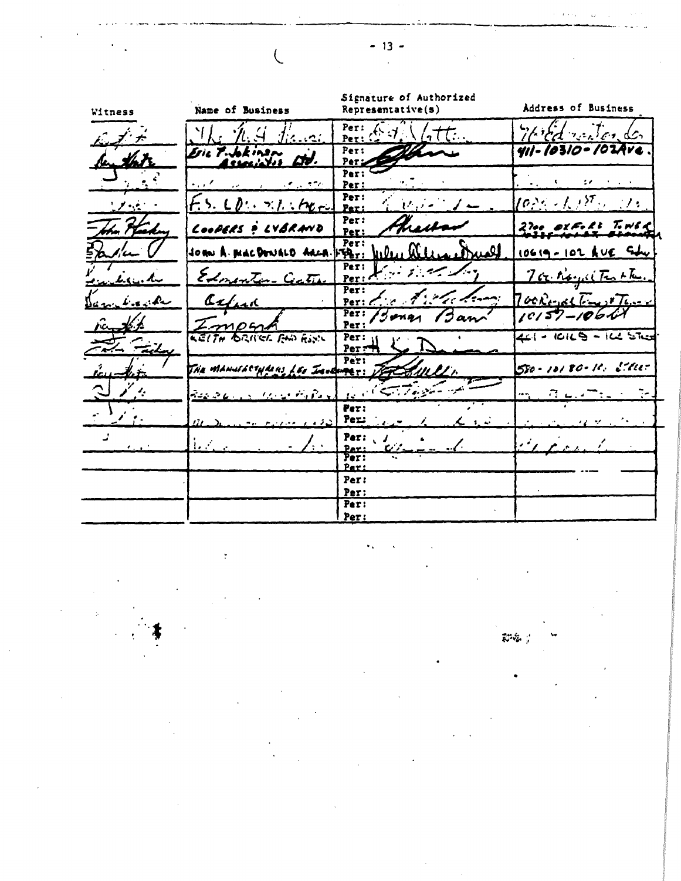| Witness | Name of Business | Signature of Authorized Representative(s) | Address of Business |
|---|---|---|---|
| | | Per: | |
| | | Per: | |
| | Eric P. Jokinen Associates Ltd. | Per: | 411-10310-102 Ave. |
| | | Per: | |
| | | Per: | |
| | | Per: | |
| | | Per: | |
| | | Per: | |
| | Coopers & Lybrand | Per: | 2700 Oxford Tower |
| | | Per: | |
| | John A. MacDonald Arch. Ltd. | Per: | 10619-102 Ave. |
| | | Per: | |
| | Edmonton Centre | Per: | |
| | | Per: | |
| | Oxford | Per: | |
| | | Per: | |
| | Imperial | Per: | 10157-106 St |
| | | Per: | |
| | Keith Bruce and Assoc. | Per: | 441-10169-104 Street |
| | | Per: | |
| | The Manufacturers Life Insurance | Per: | 580-10180-101 Street |
| | | Per: | |
| | | Per: | |
| | | Per: | |
| | | Per: | |
| | | Per: | |
| | | Per: | |
| | | Per: | |
| | | Per: | |
| | | Per: | |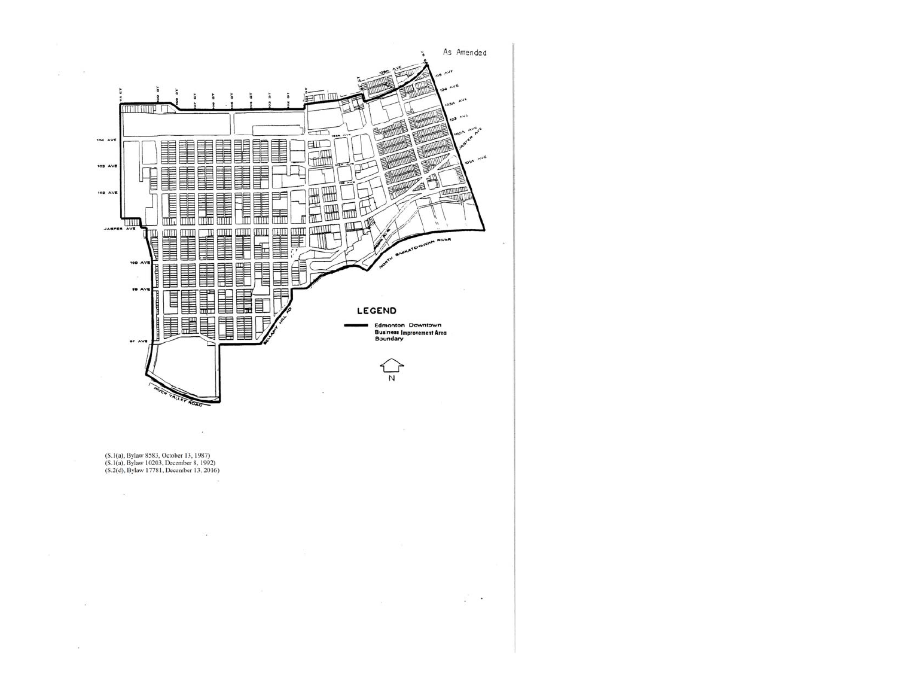As Amended

LEGEND

Edmonton Downtown Business Improvement Area Boundary

N

(S.1(a), Bylaw 8583, October 13, 1987)
(S.1(a), Bylaw 10203, December 8, 1992)
(S.2(d), Bylaw 17781, December 13, 2016)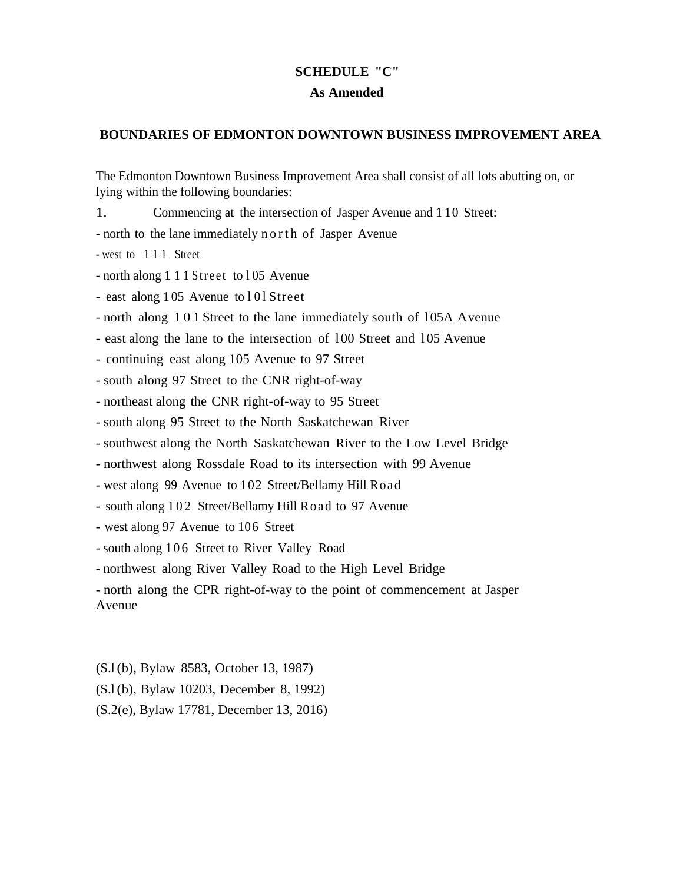**SCHEDULE "C"**

**As Amended**

**BOUNDARIES OF EDMONTON DOWNTOWN BUSINESS IMPROVEMENT AREA**

The Edmonton Downtown Business Improvement Area shall consist of all lots abutting on, or lying within the following boundaries:

1. Commencing at the intersection of Jasper Avenue and 110 Street:

- north to the lane immediately north of Jasper Avenue
- west to 111 Street
- north along 111 Street to 105 Avenue
- east along 105 Avenue to 101 Street
- north along 101 Street to the lane immediately south of 105A Avenue
- east along the lane to the intersection of 100 Street and 105 Avenue
- continuing east along 105 Avenue to 97 Street
- south along 97 Street to the CNR right-of-way
- northeast along the CNR right-of-way to 95 Street
- south along 95 Street to the North Saskatchewan River
- southwest along the North Saskatchewan River to the Low Level Bridge
- northwest along Rossdale Road to its intersection with 99 Avenue
- west along 99 Avenue to 102 Street/Bellamy Hill Road
- south along 102 Street/Bellamy Hill Road to 97 Avenue
- west along 97 Avenue to 106 Street
- south along 106 Street to River Valley Road
- northwest along River Valley Road to the High Level Bridge
- north along the CPR right-of-way to the point of commencement at Jasper Avenue

(S.l(b), Bylaw 8583, October 13, 1987)

(S.l(b), Bylaw 10203, December 8, 1992)

(S.2(e), Bylaw 17781, December 13, 2016)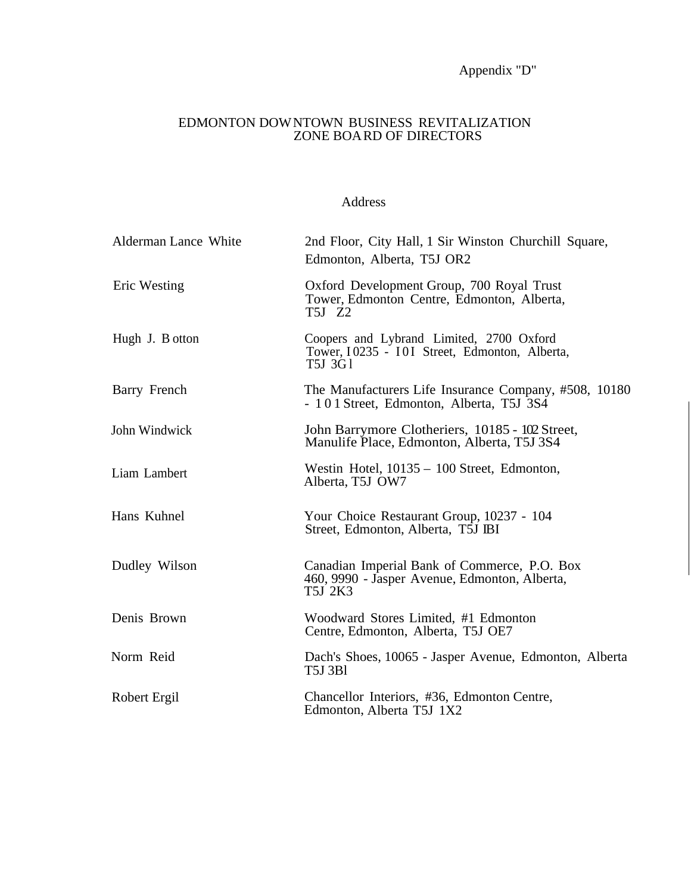Appendix "D"

# EDMONTON DOWNTOWN BUSINESS REVITALIZATION ZONE BOARD OF DIRECTORS

| | Address |
|---|---|
| Alderman Lance White | 2nd Floor, City Hall, 1 Sir Winston Churchill Square, Edmonton, Alberta, T5J OR2 |
| Eric Westing | Oxford Development Group, 700 Royal Trust Tower, Edmonton Centre, Edmonton, Alberta, T5J Z2 |
| Hugh J. Botton | Coopers and Lybrand Limited, 2700 Oxford Tower, I0235 - I0I Street, Edmonton, Alberta, T5J 3G1 |
| Barry French | The Manufacturers Life Insurance Company, #508, 10180 - 101 Street, Edmonton, Alberta, T5J 3S4 |
| John Windwick | John Barrymore Clotheriers, 10185 - 102 Street, Manulife Place, Edmonton, Alberta, T5J 3S4 |
| Liam Lambert | Westin Hotel, 10135 – 100 Street, Edmonton, Alberta, T5J OW7 |
| Hans Kuhnel | Your Choice Restaurant Group, 10237 - 104 Street, Edmonton, Alberta, T5J IBI |
| Dudley Wilson | Canadian Imperial Bank of Commerce, P.O. Box 460, 9990 - Jasper Avenue, Edmonton, Alberta, T5J 2K3 |
| Denis Brown | Woodward Stores Limited, #1 Edmonton Centre, Edmonton, Alberta, T5J OE7 |
| Norm Reid | Dach's Shoes, 10065 - Jasper Avenue, Edmonton, Alberta T5J 3Bl |
| Robert Ergil | Chancellor Interiors, #36, Edmonton Centre, Edmonton, Alberta T5J 1X2 |